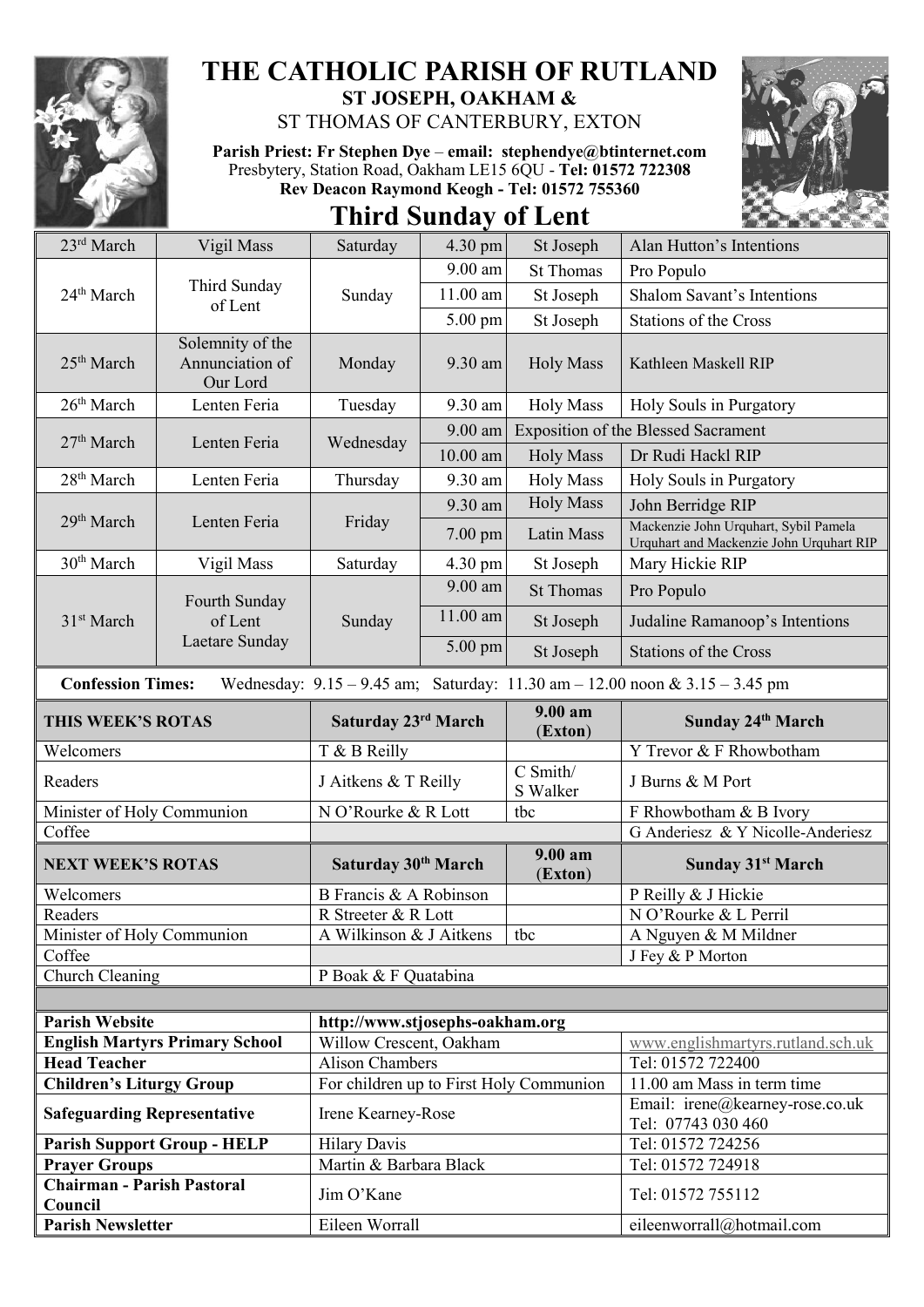# THE CATHOLIC PARISH OF RUTLAND

## ST JOSEPH, OAKHAM &

ST THOMAS OF CANTERBURY, EXTON

**Parish Priest: Fr Stephen Dye** – **email: stephendye@btinternet.com**
Presbytery, Station Road, Oakham LE15 6QU - **Tel: 01572 722308**
**Rev Deacon Raymond Keogh - Tel: 01572 755360**

# Third Sunday of Lent

| Date | Occasion | Day | Time | Service/Place | Intention |
|---|---|---|---|---|---|
| 23rd March | Vigil Mass | Saturday | 4.30 pm | St Joseph | Alan Hutton's Intentions |
| 24th March | Third Sunday of Lent | Sunday | 9.00 am | St Thomas | Pro Populo |
| | | | 11.00 am | St Joseph | Shalom Savant's Intentions |
| | | | 5.00 pm | St Joseph | Stations of the Cross |
| 25th March | Solemnity of the Annunciation of Our Lord | Monday | 9.30 am | Holy Mass | Kathleen Maskell RIP |
| 26th March | Lenten Feria | Tuesday | 9.30 am | Holy Mass | Holy Souls in Purgatory |
| 27th March | Lenten Feria | Wednesday | 9.00 am | Exposition of the Blessed Sacrament | |
| | | | 10.00 am | Holy Mass | Dr Rudi Hackl RIP |
| 28th March | Lenten Feria | Thursday | 9.30 am | Holy Mass | Holy Souls in Purgatory |
| 29th March | Lenten Feria | Friday | 9.30 am | Holy Mass | John Berridge RIP |
| | | | 7.00 pm | Latin Mass | Mackenzie John Urquhart, Sybil Pamela Urquhart and Mackenzie John Urquhart RIP |
| 30th March | Vigil Mass | Saturday | 4.30 pm | St Joseph | Mary Hickie RIP |
| 31st March | Fourth Sunday of Lent Laetare Sunday | Sunday | 9.00 am | St Thomas | Pro Populo |
| | | | 11.00 am | St Joseph | Judaline Ramanoop's Intentions |
| | | | 5.00 pm | St Joseph | Stations of the Cross |

**Confession Times:** Wednesday: 9.15 – 9.45 am; Saturday: 11.30 am – 12.00 noon & 3.15 – 3.45 pm

| THIS WEEK'S ROTAS | Saturday 23rd March | 9.00 am (Exton) | Sunday 24th March |
|---|---|---|---|
| Welcomers | T & B Reilly | | Y Trevor & F Rhowbotham |
| Readers | J Aitkens & T Reilly | C Smith/ S Walker | J Burns & M Port |
| Minister of Holy Communion | N O'Rourke & R Lott | tbc | F Rhowbotham & B Ivory |
| Coffee | | | G Anderiesz & Y Nicolle-Anderiesz |

| NEXT WEEK'S ROTAS | Saturday 30th March | 9.00 am (Exton) | Sunday 31st March |
|---|---|---|---|
| Welcomers | B Francis & A Robinson | | P Reilly & J Hickie |
| Readers | R Streeter & R Lott | | N O'Rourke & L Perril |
| Minister of Holy Communion | A Wilkinson & J Aitkens | tbc | A Nguyen & M Mildner |
| Coffee | | | J Fey & P Morton |
| Church Cleaning | P Boak & F Quatabina | | |

| | | |
|---|---|---|
| **Parish Website** | **http://www.stjosephs-oakham.org** | |
| **English Martyrs Primary School** | Willow Crescent, Oakham | www.englishmartyrs.rutland.sch.uk |
| **Head Teacher** | Alison Chambers | Tel: 01572 722400 |
| **Children's Liturgy Group** | For children up to First Holy Communion | 11.00 am Mass in term time |
| **Safeguarding Representative** | Irene Kearney-Rose | Email: irene@kearney-rose.co.uk Tel: 07743 030 460 |
| **Parish Support Group - HELP** | Hilary Davis | Tel: 01572 724256 |
| **Prayer Groups** | Martin & Barbara Black | Tel: 01572 724918 |
| **Chairman - Parish Pastoral Council** | Jim O'Kane | Tel: 01572 755112 |
| **Parish Newsletter** | Eileen Worrall | eileenworrall@hotmail.com |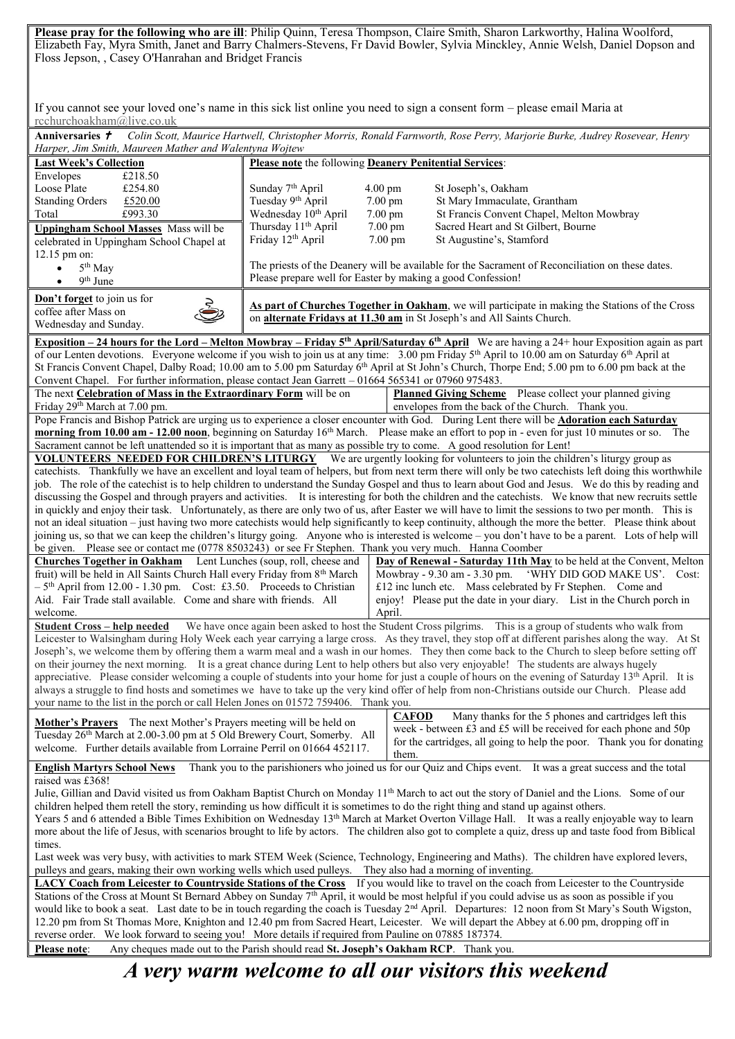**Please pray for the following who are ill**: Philip Quinn, Teresa Thompson, Claire Smith, Sharon Larkworthy, Halina Woolford, Elizabeth Fay, Myra Smith, Janet and Barry Chalmers-Stevens, Fr David Bowler, Sylvia Minckley, Annie Welsh, Daniel Dopson and Floss Jepson, , Casey O'Hanrahan and Bridget Francis

If you cannot see your loved one's name in this sick list online you need to sign a consent form – please email Maria at rcchurchoakham@live.co.uk

**Anniversaries** ✝ *Colin Scott, Maurice Hartwell, Christopher Morris, Ronald Farnworth, Rose Perry, Marjorie Burke, Audrey Rosevear, Henry Harper, Jim Smith, Maureen Mather and Walentyna Wojtew*

**Last Week's Collection**

| | |
|---|---|
| Envelopes | £218.50 |
| Loose Plate | £254.80 |
| Standing Orders | £520.00 |
| Total | £993.30 |

**Uppingham School Masses** Mass will be celebrated in Uppingham School Chapel at 12.15 pm on:

- 5th May
- 9th June

**Please note** the following **Deanery Penitential Services**:

| | | |
|---|---|---|
| Sunday 7th April | 4.00 pm | St Joseph's, Oakham |
| Tuesday 9th April | 7.00 pm | St Mary Immaculate, Grantham |
| Wednesday 10th April | 7.00 pm | St Francis Convent Chapel, Melton Mowbray |
| Thursday 11th April | 7.00 pm | Sacred Heart and St Gilbert, Bourne |
| Friday 12th April | 7.00 pm | St Augustine's, Stamford |

The priests of the Deanery will be available for the Sacrament of Reconciliation on these dates. Please prepare well for Easter by making a good Confession!

**Don't forget** to join us for coffee after Mass on Wednesday and Sunday.

**As part of Churches Together in Oakham**, we will participate in making the Stations of the Cross on **alternate Fridays at 11.30 am** in St Joseph's and All Saints Church.

**Exposition – 24 hours for the Lord – Melton Mowbray – Friday 5th April/Saturday 6th April** We are having a 24+ hour Exposition again as part of our Lenten devotions. Everyone welcome if you wish to join us at any time: 3.00 pm Friday 5th April to 10.00 am on Saturday 6th April at St Francis Convent Chapel, Dalby Road; 10.00 am to 5.00 pm Saturday 6th April at St John's Church, Thorpe End; 5.00 pm to 6.00 pm back at the Convent Chapel. For further information, please contact Jean Garrett – 01664 565341 or 07960 975483.

The next **Celebration of Mass in the Extraordinary Form** will be on Friday 29th March at 7.00 pm.

**Planned Giving Scheme** Please collect your planned giving envelopes from the back of the Church. Thank you.

Pope Francis and Bishop Patrick are urging us to experience a closer encounter with God. During Lent there will be **Adoration each Saturday morning from 10.00 am - 12.00 noon**, beginning on Saturday 16th March. Please make an effort to pop in - even for just 10 minutes or so. The Sacrament cannot be left unattended so it is important that as many as possible try to come. A good resolution for Lent!

**VOLUNTEERS NEEDED FOR CHILDREN'S LITURGY** We are urgently looking for volunteers to join the children's liturgy group as catechists. Thankfully we have an excellent and loyal team of helpers, but from next term there will only be two catechists left doing this worthwhile job. The role of the catechist is to help children to understand the Sunday Gospel and thus to learn about God and Jesus. We do this by reading and discussing the Gospel and through prayers and activities. It is interesting for both the children and the catechists. We know that new recruits settle in quickly and enjoy their task. Unfortunately, as there are only two of us, after Easter we will have to limit the sessions to two per month. This is not an ideal situation – just having two more catechists would help significantly to keep continuity, although the more the better. Please think about joining us, so that we can keep the children's liturgy going. Anyone who is interested is welcome – you don't have to be a parent. Lots of help will be given. Please see or contact me (0778 8503243) or see Fr Stephen. Thank you very much. Hanna Coomber

**Churches Together in Oakham** Lent Lunches (soup, roll, cheese and fruit) will be held in All Saints Church Hall every Friday from 8th March – 5th April from 12.00 - 1.30 pm. Cost: £3.50. Proceeds to Christian Aid. Fair Trade stall available. Come and share with friends. All welcome.

**Day of Renewal - Saturday 11th May** to be held at the Convent, Melton Mowbray - 9.30 am - 3.30 pm. 'WHY DID GOD MAKE US'. Cost: £12 inc lunch etc. Mass celebrated by Fr Stephen. Come and enjoy! Please put the date in your diary. List in the Church porch in April.

**Student Cross – help needed** We have once again been asked to host the Student Cross pilgrims. This is a group of students who walk from Leicester to Walsingham during Holy Week each year carrying a large cross. As they travel, they stop off at different parishes along the way. At St Joseph's, we welcome them by offering them a warm meal and a wash in our homes. They then come back to the Church to sleep before setting off on their journey the next morning. It is a great chance during Lent to help others but also very enjoyable! The students are always hugely appreciative. Please consider welcoming a couple of students into your home for just a couple of hours on the evening of Saturday 13th April. It is always a struggle to find hosts and sometimes we have to take up the very kind offer of help from non-Christians outside our Church. Please add your name to the list in the porch or call Helen Jones on 01572 759406. Thank you.

**Mother's Prayers** The next Mother's Prayers meeting will be held on Tuesday 26th March at 2.00-3.00 pm at 5 Old Brewery Court, Somerby. All welcome. Further details available from Lorraine Perril on 01664 452117.

**CAFOD** Many thanks for the 5 phones and cartridges left this week - between £3 and £5 will be received for each phone and 50p for the cartridges, all going to help the poor. Thank you for donating them.

**English Martyrs School News** Thank you to the parishioners who joined us for our Quiz and Chips event. It was a great success and the total raised was £368!

Julie, Gillian and David visited us from Oakham Baptist Church on Monday 11th March to act out the story of Daniel and the Lions. Some of our children helped them retell the story, reminding us how difficult it is sometimes to do the right thing and stand up against others.

Years 5 and 6 attended a Bible Times Exhibition on Wednesday 13th March at Market Overton Village Hall. It was a really enjoyable way to learn more about the life of Jesus, with scenarios brought to life by actors. The children also got to complete a quiz, dress up and taste food from Biblical times.

Last week was very busy, with activities to mark STEM Week (Science, Technology, Engineering and Maths). The children have explored levers, pulleys and gears, making their own working wells which used pulleys. They also had a morning of inventing.

**LACY Coach from Leicester to Countryside Stations of the Cross** If you would like to travel on the coach from Leicester to the Countryside Stations of the Cross at Mount St Bernard Abbey on Sunday 7th April, it would be most helpful if you could advise us as soon as possible if you would like to book a seat. Last date to be in touch regarding the coach is Tuesday 2nd April. Departures: 12 noon from St Mary's South Wigston, 12.20 pm from St Thomas More, Knighton and 12.40 pm from Sacred Heart, Leicester. We will depart the Abbey at 6.00 pm, dropping off in reverse order. We look forward to seeing you! More details if required from Pauline on 07885 187374.

**Please note**: Any cheques made out to the Parish should read **St. Joseph's Oakham RCP**. Thank you.

# *A very warm welcome to all our visitors this weekend*